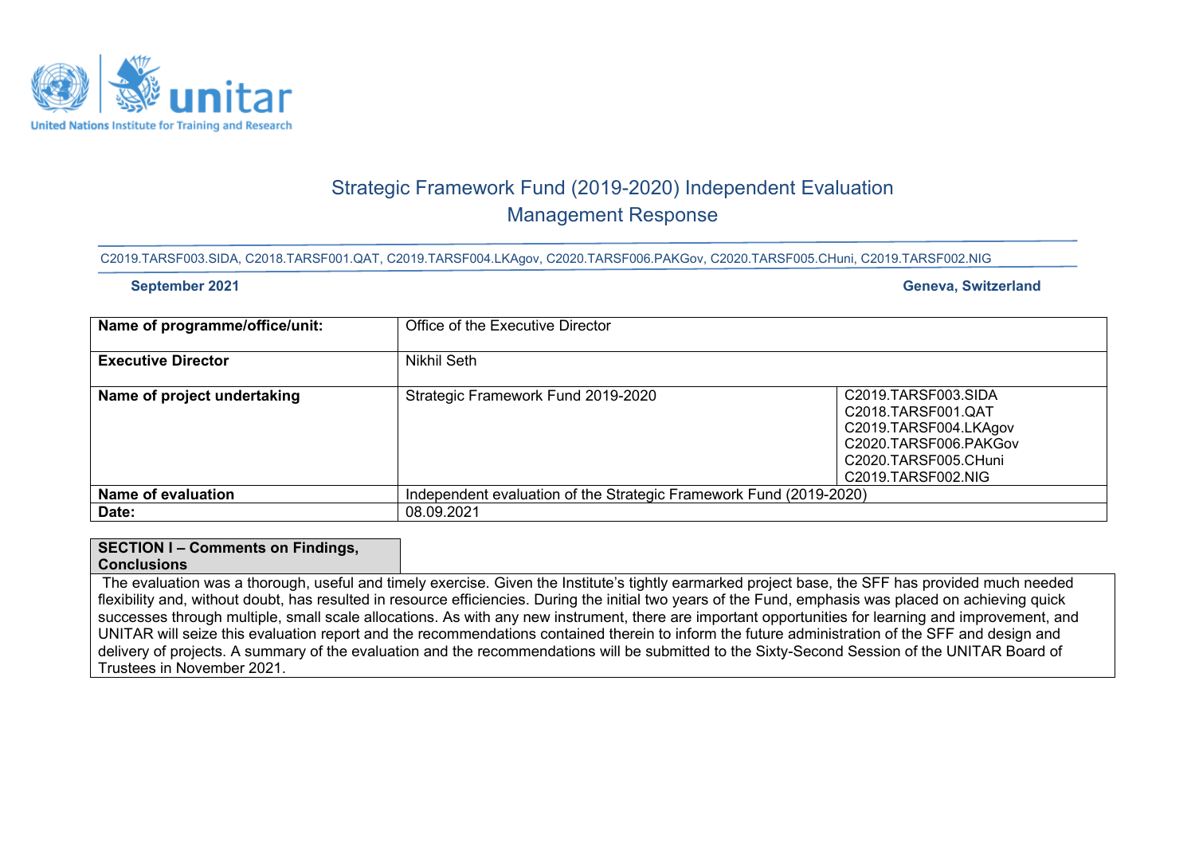United Nations Institute for Training and Research

# Strategic Framework Fund (2019-2020) Independent Evaluation
## Management Response

C2019.TARSF003.SIDA, C2018.TARSF001.QAT, C2019.TARSF004.LKAgov, C2020.TARSF006.PAKGov, C2020.TARSF005.CHuni, C2019.TARSF002.NIG

**September 2021** **Geneva, Switzerland**

| **Name of programme/office/unit:** | Office of the Executive Director | |
|---|---|---|
| **Executive Director** | Nikhil Seth | |
| **Name of project undertaking** | Strategic Framework Fund 2019-2020 | C2019.TARSF003.SIDA<br>C2018.TARSF001.QAT<br>C2019.TARSF004.LKAgov<br>C2020.TARSF006.PAKGov<br>C2020.TARSF005.CHuni<br>C2019.TARSF002.NIG |
| **Name of evaluation** | Independent evaluation of the Strategic Framework Fund (2019-2020) | |
| **Date:** | 08.09.2021 | |

| **SECTION I – Comments on Findings, Conclusions** |
|---|
| The evaluation was a thorough, useful and timely exercise. Given the Institute's tightly earmarked project base, the SFF has provided much needed flexibility and, without doubt, has resulted in resource efficiencies. During the initial two years of the Fund, emphasis was placed on achieving quick successes through multiple, small scale allocations. As with any new instrument, there are important opportunities for learning and improvement, and UNITAR will seize this evaluation report and the recommendations contained therein to inform the future administration of the SFF and design and delivery of projects. A summary of the evaluation and the recommendations will be submitted to the Sixty-Second Session of the UNITAR Board of Trustees in November 2021. |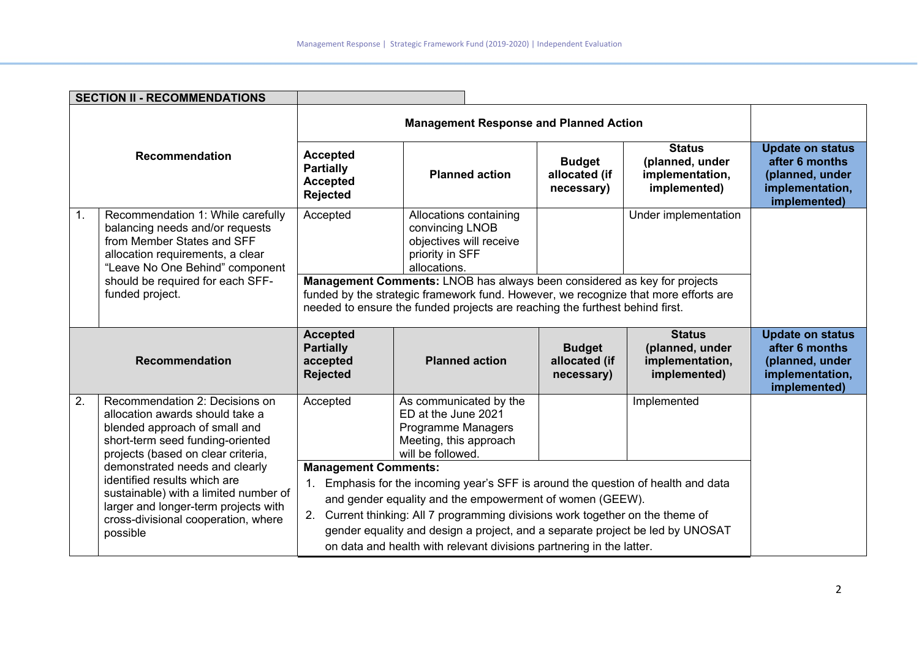## SECTION II - RECOMMENDATIONS

| | Recommendation | Accepted / Partially Accepted / Rejected | Planned action | Budget allocated (if necessary) | Status (planned, under implementation, implemented) | Update on status after 6 months (planned, under implementation, implemented) |
|---|---|---|---|---|---|---|
| | | **Management Response and Planned Action** | | | | |
| 1. | Recommendation 1: While carefully balancing needs and/or requests from Member States and SFF allocation requirements, a clear "Leave No One Behind" component should be required for each SFF-funded project. | Accepted | Allocations containing convincing LNOB objectives will receive priority in SFF allocations. | | Under implementation | |
| | | **Management Comments:** LNOB has always been considered as key for projects funded by the strategic framework fund. However, we recognize that more efforts are needed to ensure the funded projects are reaching the furthest behind first. | | | | |

| | Recommendation | Accepted / Partially accepted / Rejected | Planned action | Budget allocated (if necessary) | Status (planned, under implementation, implemented) | Update on status after 6 months (planned, under implementation, implemented) |
|---|---|---|---|---|---|---|
| 2. | Recommendation 2: Decisions on allocation awards should take a blended approach of small and short-term seed funding-oriented projects (based on clear criteria, demonstrated needs and clearly identified results which are sustainable) with a limited number of larger and longer-term projects with cross-divisional cooperation, where possible | Accepted | As communicated by the ED at the June 2021 Programme Managers Meeting, this approach will be followed. | | Implemented | |
| | | **Management Comments:**<br>1. Emphasis for the incoming year's SFF is around the question of health and data and gender equality and the empowerment of women (GEEW).<br>2. Current thinking: All 7 programming divisions work together on the theme of gender equality and design a project, and a separate project be led by UNOSAT on data and health with relevant divisions partnering in the latter. | | | | |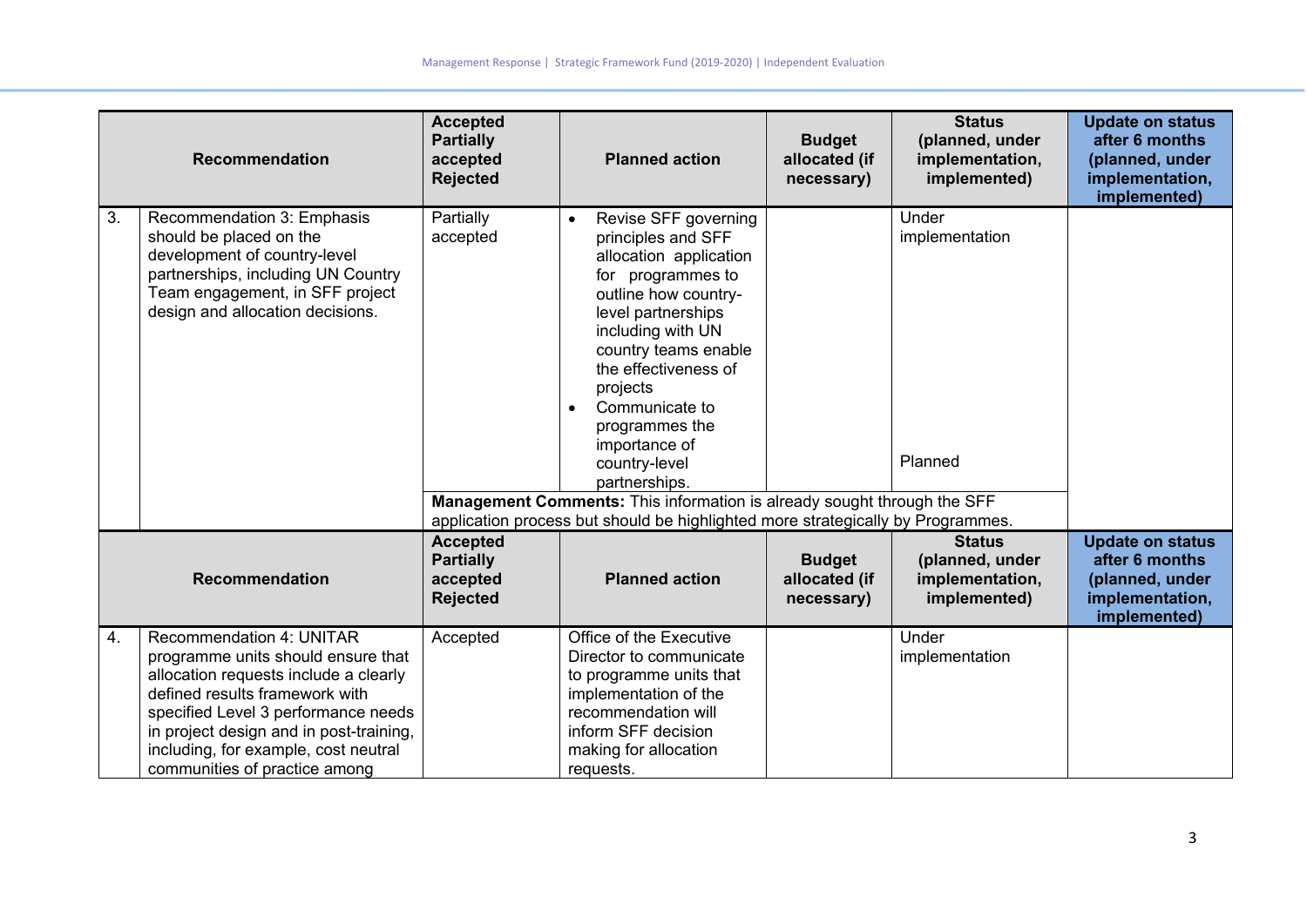| | Recommendation | Accepted Partially accepted Rejected | Planned action | Budget allocated (if necessary) | Status (planned, under implementation, implemented) | Update on status after 6 months (planned, under implementation, implemented) |
|---|---|---|---|---|---|---|
| 3. | Recommendation 3: Emphasis should be placed on the development of country-level partnerships, including UN Country Team engagement, in SFF project design and allocation decisions. | Partially accepted | • Revise SFF governing principles and SFF allocation application for programmes to outline how country-level partnerships including with UN country teams enable the effectiveness of projects<br>• Communicate to programmes the importance of country-level partnerships. | | Under implementation<br><br>Planned | |
| | | **Management Comments:** This information is already sought through the SFF application process but should be highlighted more strategically by Programmes. | | | | |

| | Recommendation | Accepted Partially accepted Rejected | Planned action | Budget allocated (if necessary) | Status (planned, under implementation, implemented) | Update on status after 6 months (planned, under implementation, implemented) |
|---|---|---|---|---|---|---|
| 4. | Recommendation 4: UNITAR programme units should ensure that allocation requests include a clearly defined results framework with specified Level 3 performance needs in project design and in post-training, including, for example, cost neutral communities of practice among | Accepted | Office of the Executive Director to communicate to programme units that implementation of the recommendation will inform SFF decision making for allocation requests. | | Under implementation | |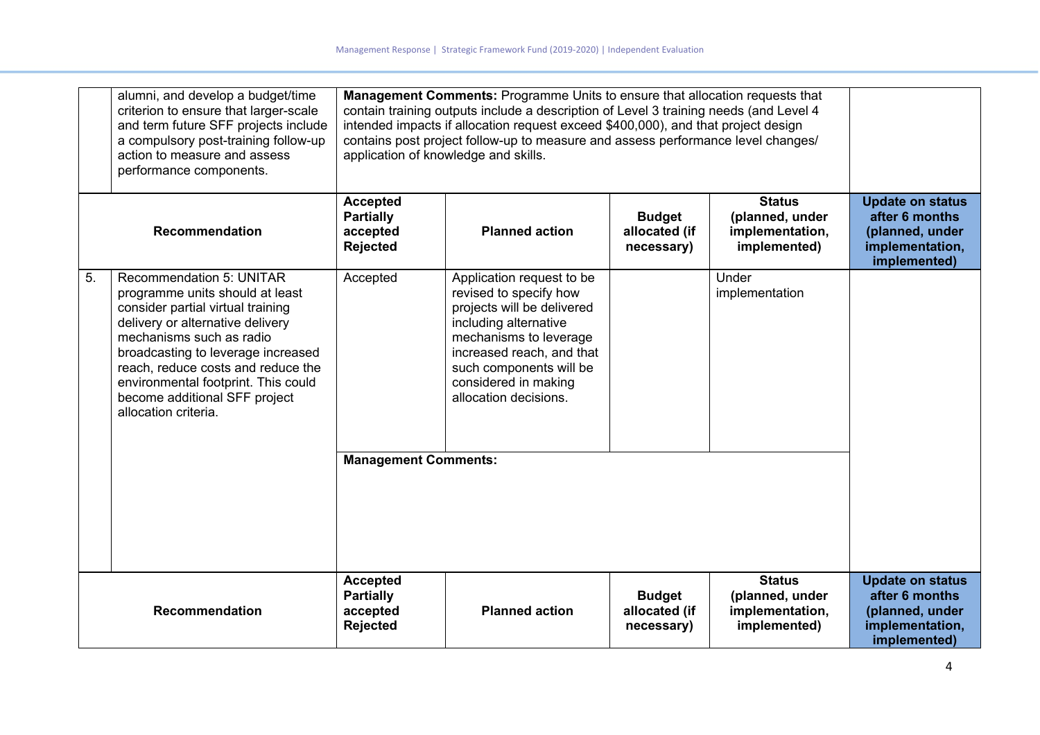| | | | | | | |
|---|---|---|---|---|---|---|
| | alumni, and develop a budget/time criterion to ensure that larger-scale and term future SFF projects include a compulsory post-training follow-up action to measure and assess performance components. | **Management Comments:** Programme Units to ensure that allocation requests that contain training outputs include a description of Level 3 training needs (and Level 4 intended impacts if allocation request exceed $400,000), and that project design contains post project follow-up to measure and assess performance level changes/ application of knowledge and skills. | | | | |

| | Recommendation | Accepted Partially accepted Rejected | Planned action | Budget allocated (if necessary) | Status (planned, under implementation, implemented) | Update on status after 6 months (planned, under implementation, implemented) |
|---|---|---|---|---|---|---|
| 5. | Recommendation 5: UNITAR programme units should at least consider partial virtual training delivery or alternative delivery mechanisms such as radio broadcasting to leverage increased reach, reduce costs and reduce the environmental footprint. This could become additional SFF project allocation criteria. | Accepted | Application request to be revised to specify how projects will be delivered including alternative mechanisms to leverage increased reach, and that such components will be considered in making allocation decisions. | | Under implementation | |
| | | **Management Comments:** | | | | |

| Recommendation | Accepted Partially accepted Rejected | Planned action | Budget allocated (if necessary) | Status (planned, under implementation, implemented) | Update on status after 6 months (planned, under implementation, implemented) |
|---|---|---|---|---|---|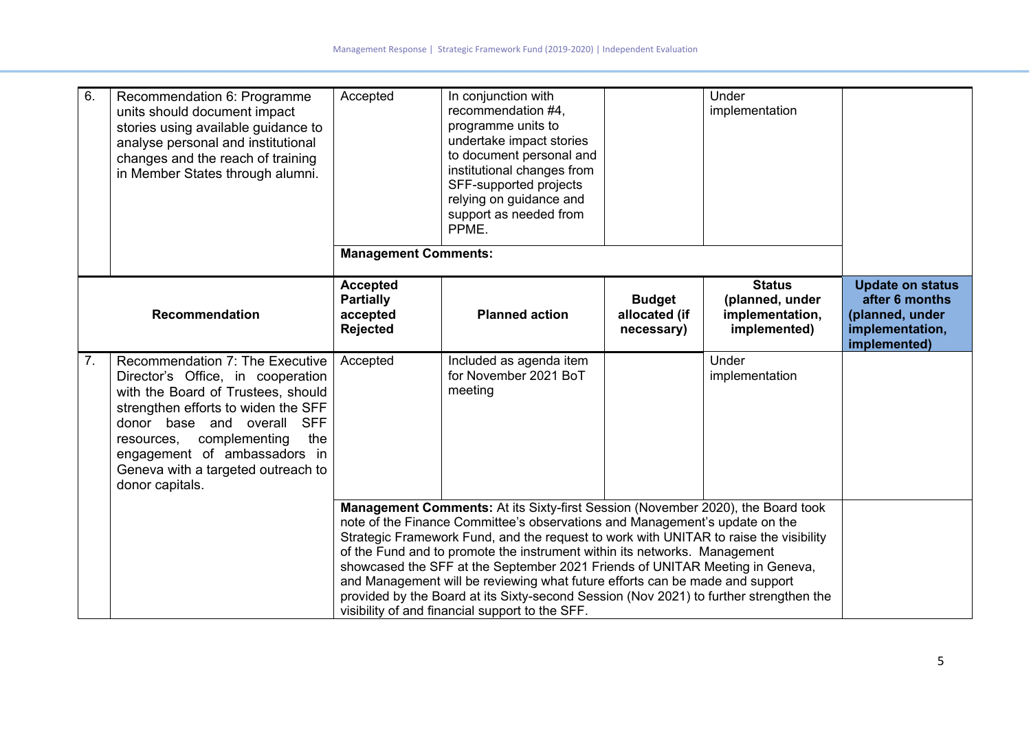| | | | | | | |
|---|---|---|---|---|---|---|
| 6. | Recommendation 6: Programme units should document impact stories using available guidance to analyse personal and institutional changes and the reach of training in Member States through alumni. | Accepted | In conjunction with recommendation #4, programme units to undertake impact stories to document personal and institutional changes from SFF-supported projects relying on guidance and support as needed from PPME. | | Under implementation | |
| | | **Management Comments:** | | | | |

| | Recommendation | Accepted Partially accepted Rejected | Planned action | Budget allocated (if necessary) | Status (planned, under implementation, implemented) | Update on status after 6 months (planned, under implementation, implemented) |
|---|---|---|---|---|---|---|
| 7. | Recommendation 7: The Executive Director's Office, in cooperation with the Board of Trustees, should strengthen efforts to widen the SFF donor base and overall SFF resources, complementing the engagement of ambassadors in Geneva with a targeted outreach to donor capitals. | Accepted | Included as agenda item for November 2021 BoT meeting | | Under implementation | |
| | | **Management Comments:** At its Sixty-first Session (November 2020), the Board took note of the Finance Committee's observations and Management's update on the Strategic Framework Fund, and the request to work with UNITAR to raise the visibility of the Fund and to promote the instrument within its networks. Management showcased the SFF at the September 2021 Friends of UNITAR Meeting in Geneva, and Management will be reviewing what future efforts can be made and support provided by the Board at its Sixty-second Session (Nov 2021) to further strengthen the visibility of and financial support to the SFF. | | | | |